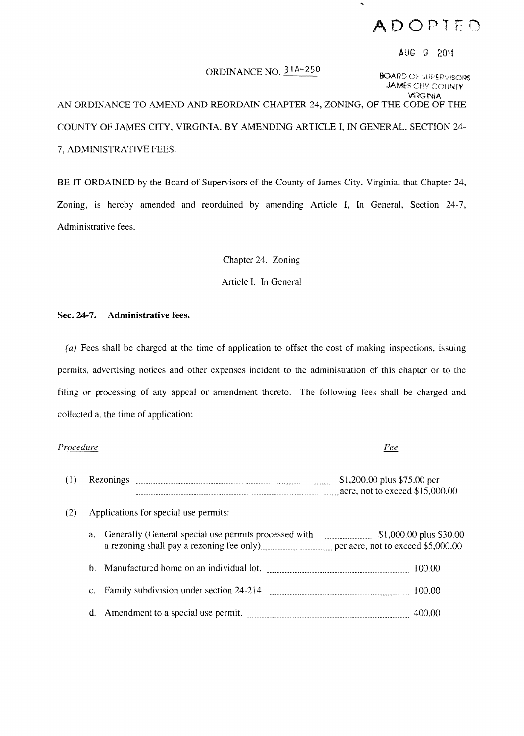ADOPTED

AUG 9 2011

BOARD OF SUPERVISORS
JAMES CITY COUNTY
VIRGINIA

ORDINANCE NO. 31A-250

AN ORDINANCE TO AMEND AND REORDAIN CHAPTER 24, ZONING, OF THE CODE OF THE COUNTY OF JAMES CITY, VIRGINIA, BY AMENDING ARTICLE I, IN GENERAL, SECTION 24-7, ADMINISTRATIVE FEES.

BE IT ORDAINED by the Board of Supervisors of the County of James City, Virginia, that Chapter 24, Zoning, is hereby amended and reordained by amending Article I, In General, Section 24-7, Administrative fees.

Chapter 24. Zoning

Article I. In General

**Sec. 24-7. Administrative fees.**

*(a)* Fees shall be charged at the time of application to offset the cost of making inspections, issuing permits, advertising notices and other expenses incident to the administration of this chapter or to the filing or processing of any appeal or amendment thereto. The following fees shall be charged and collected at the time of application:

| *Procedure* | *Fee* |
|---|---|
| (1) Rezonings | $1,200.00 plus $75.00 per acre, not to exceed $15,000.00 |
| (2) Applications for special use permits: | |
| a. Generally (General special use permits processed with a rezoning shall pay a rezoning fee only) | $1,000.00 plus $30.00 per acre, not to exceed $5,000.00 |
| b. Manufactured home on an individual lot. | 100.00 |
| c. Family subdivision under section 24-214. | 100.00 |
| d. Amendment to a special use permit. | 400.00 |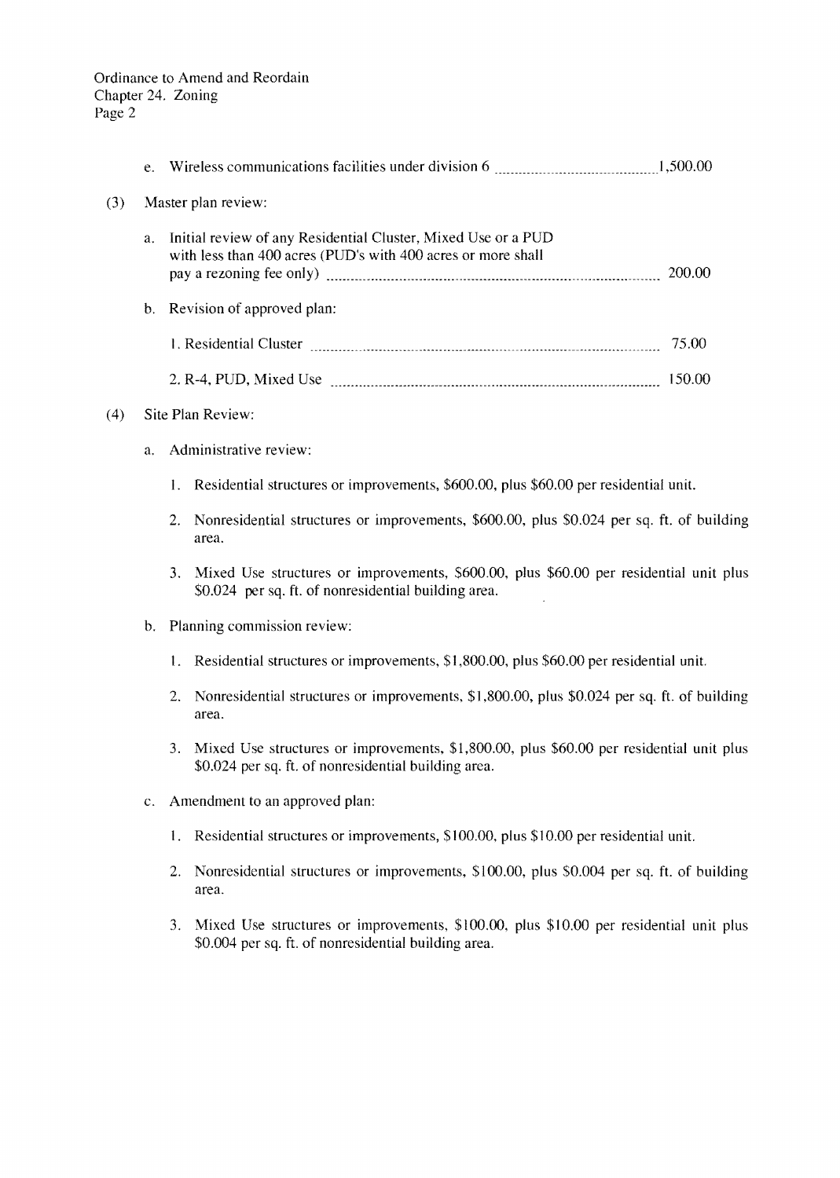e. Wireless communications facilities under division 6 ........................................ 1,500.00

(3) Master plan review:

a. Initial review of any Residential Cluster, Mixed Use or a PUD with less than 400 acres (PUD's with 400 acres or more shall pay a rezoning fee only) ........................................ 200.00

b. Revision of approved plan:

1. Residential Cluster ........................................ 75.00

2. R-4, PUD, Mixed Use ........................................ 150.00

(4) Site Plan Review:

a. Administrative review:

1. Residential structures or improvements, $600.00, plus $60.00 per residential unit.

2. Nonresidential structures or improvements, $600.00, plus $0.024 per sq. ft. of building area.

3. Mixed Use structures or improvements, $600.00, plus $60.00 per residential unit plus $0.024 per sq. ft. of nonresidential building area.

b. Planning commission review:

1. Residential structures or improvements, $1,800.00, plus $60.00 per residential unit.

2. Nonresidential structures or improvements, $1,800.00, plus $0.024 per sq. ft. of building area.

3. Mixed Use structures or improvements, $1,800.00, plus $60.00 per residential unit plus $0.024 per sq. ft. of nonresidential building area.

c. Amendment to an approved plan:

1. Residential structures or improvements, $100.00, plus $10.00 per residential unit.

2. Nonresidential structures or improvements, $100.00, plus $0.004 per sq. ft. of building area.

3. Mixed Use structures or improvements, $100.00, plus $10.00 per residential unit plus $0.004 per sq. ft. of nonresidential building area.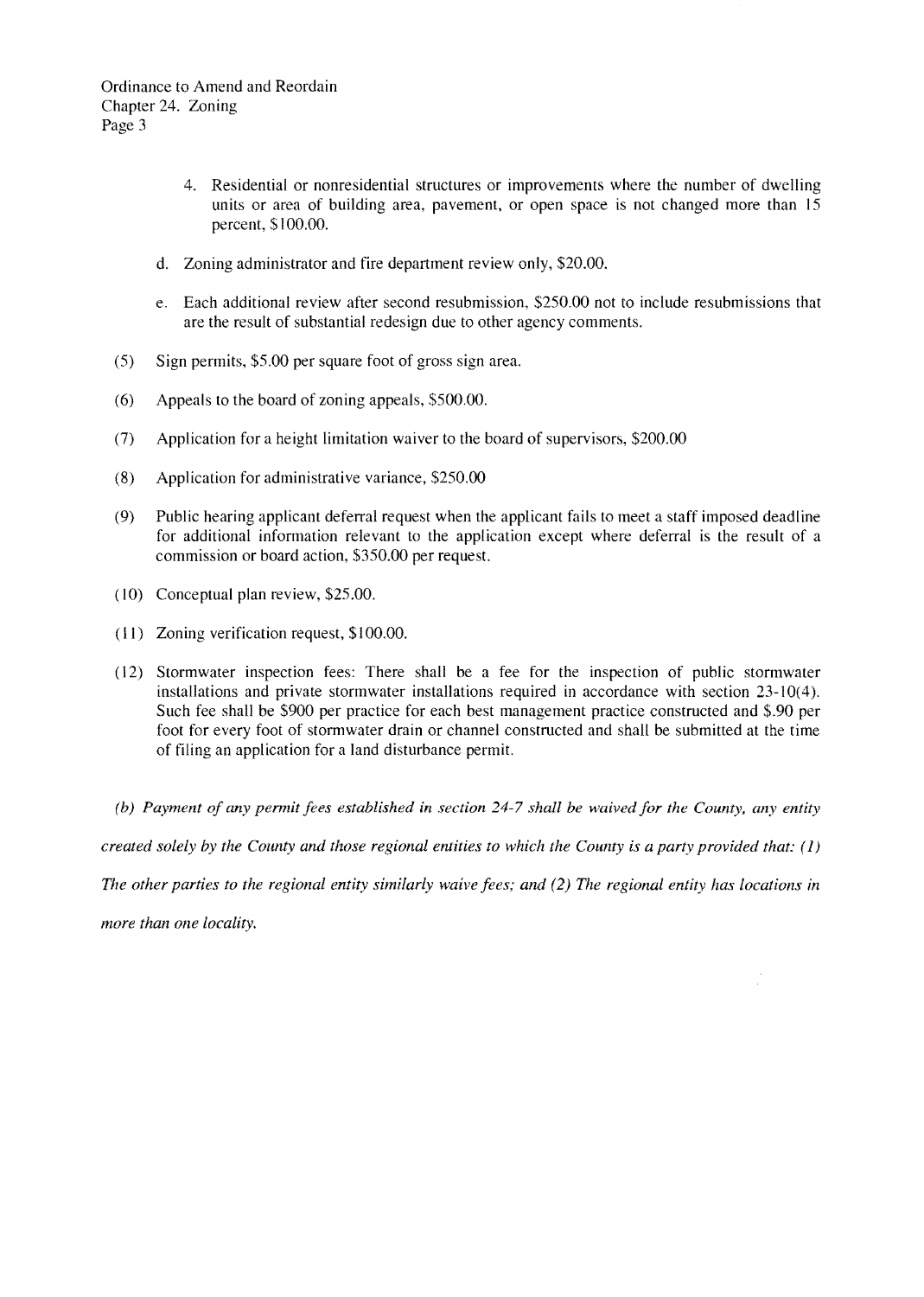4. Residential or nonresidential structures or improvements where the number of dwelling units or area of building area, pavement, or open space is not changed more than 15 percent, $100.00.

d. Zoning administrator and fire department review only, $20.00.

e. Each additional review after second resubmission, $250.00 not to include resubmissions that are the result of substantial redesign due to other agency comments.

(5) Sign permits, $5.00 per square foot of gross sign area.

(6) Appeals to the board of zoning appeals, $500.00.

(7) Application for a height limitation waiver to the board of supervisors, $200.00

(8) Application for administrative variance, $250.00

(9) Public hearing applicant deferral request when the applicant fails to meet a staff imposed deadline for additional information relevant to the application except where deferral is the result of a commission or board action, $350.00 per request.

(10) Conceptual plan review, $25.00.

(11) Zoning verification request, $100.00.

(12) Stormwater inspection fees: There shall be a fee for the inspection of public stormwater installations and private stormwater installations required in accordance with section 23-10(4). Such fee shall be $900 per practice for each best management practice constructed and $.90 per foot for every foot of stormwater drain or channel constructed and shall be submitted at the time of filing an application for a land disturbance permit.

*(b) Payment of any permit fees established in section 24-7 shall be waived for the County, any entity created solely by the County and those regional entities to which the County is a party provided that: (1) The other parties to the regional entity similarly waive fees; and (2) The regional entity has locations in more than one locality.*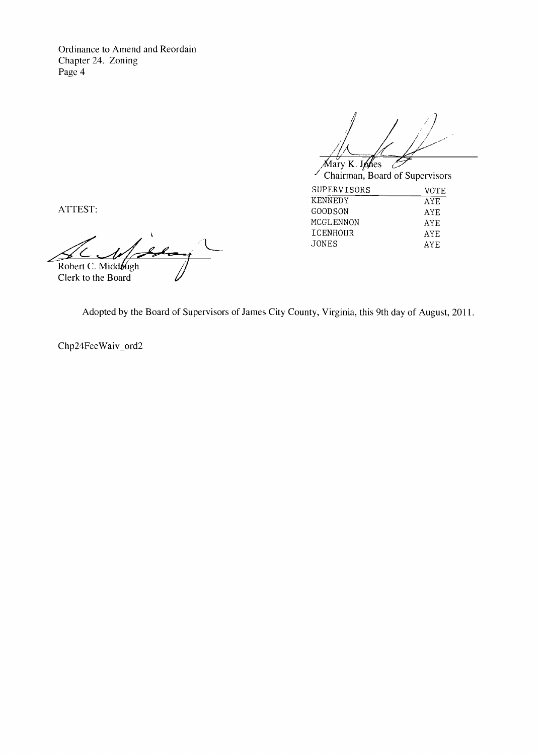Ordinance to Amend and Reordain
Chapter 24. Zoning
Page 4

Mary K. Jones
Chairman, Board of Supervisors

| SUPERVISORS | VOTE |
|---|---|
| KENNEDY | AYE |
| GOODSON | AYE |
| MCGLENNON | AYE |
| ICENHOUR | AYE |
| JONES | AYE |

ATTEST:

Robert C. Middaugh
Clerk to the Board

Adopted by the Board of Supervisors of James City County, Virginia, this 9th day of August, 2011.

Chp24FeeWaiv_ord2